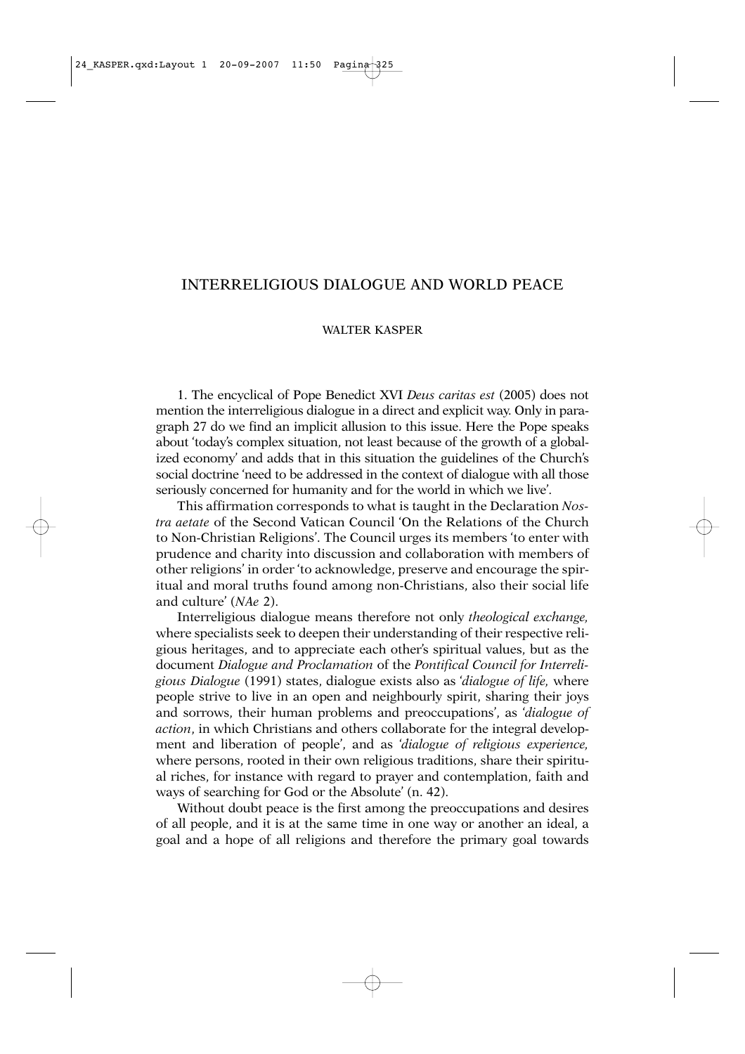# INTERRELIGIOUS DIALOGUE AND WORLD PEACE

WALTER KASPER

1. The encyclical of Pope Benedict XVI *Deus caritas est* (2005) does not mention the interreligious dialogue in a direct and explicit way. Only in paragraph 27 do we find an implicit allusion to this issue. Here the Pope speaks about 'today's complex situation, not least because of the growth of a globalized economy' and adds that in this situation the guidelines of the Church's social doctrine 'need to be addressed in the context of dialogue with all those seriously concerned for humanity and for the world in which we live'.

This affirmation corresponds to what is taught in the Declaration *Nostra aetate* of the Second Vatican Council 'On the Relations of the Church to Non-Christian Religions'. The Council urges its members 'to enter with prudence and charity into discussion and collaboration with members of other religions' in order 'to acknowledge, preserve and encourage the spiritual and moral truths found among non-Christians, also their social life and culture' (*NAe* 2).

Interreligious dialogue means therefore not only *theological exchange,* where specialists seek to deepen their understanding of their respective religious heritages, and to appreciate each other's spiritual values, but as the document *Dialogue and Proclamation* of the *Pontifical Council for Interreligious Dialogue* (1991) states, dialogue exists also as '*dialogue of life,* where people strive to live in an open and neighbourly spirit, sharing their joys and sorrows, their human problems and preoccupations', as '*dialogue of action*, in which Christians and others collaborate for the integral development and liberation of people', and as '*dialogue of religious experience,* where persons, rooted in their own religious traditions, share their spiritual riches, for instance with regard to prayer and contemplation, faith and ways of searching for God or the Absolute' (n. 42).

Without doubt peace is the first among the preoccupations and desires of all people, and it is at the same time in one way or another an ideal, a goal and a hope of all religions and therefore the primary goal towards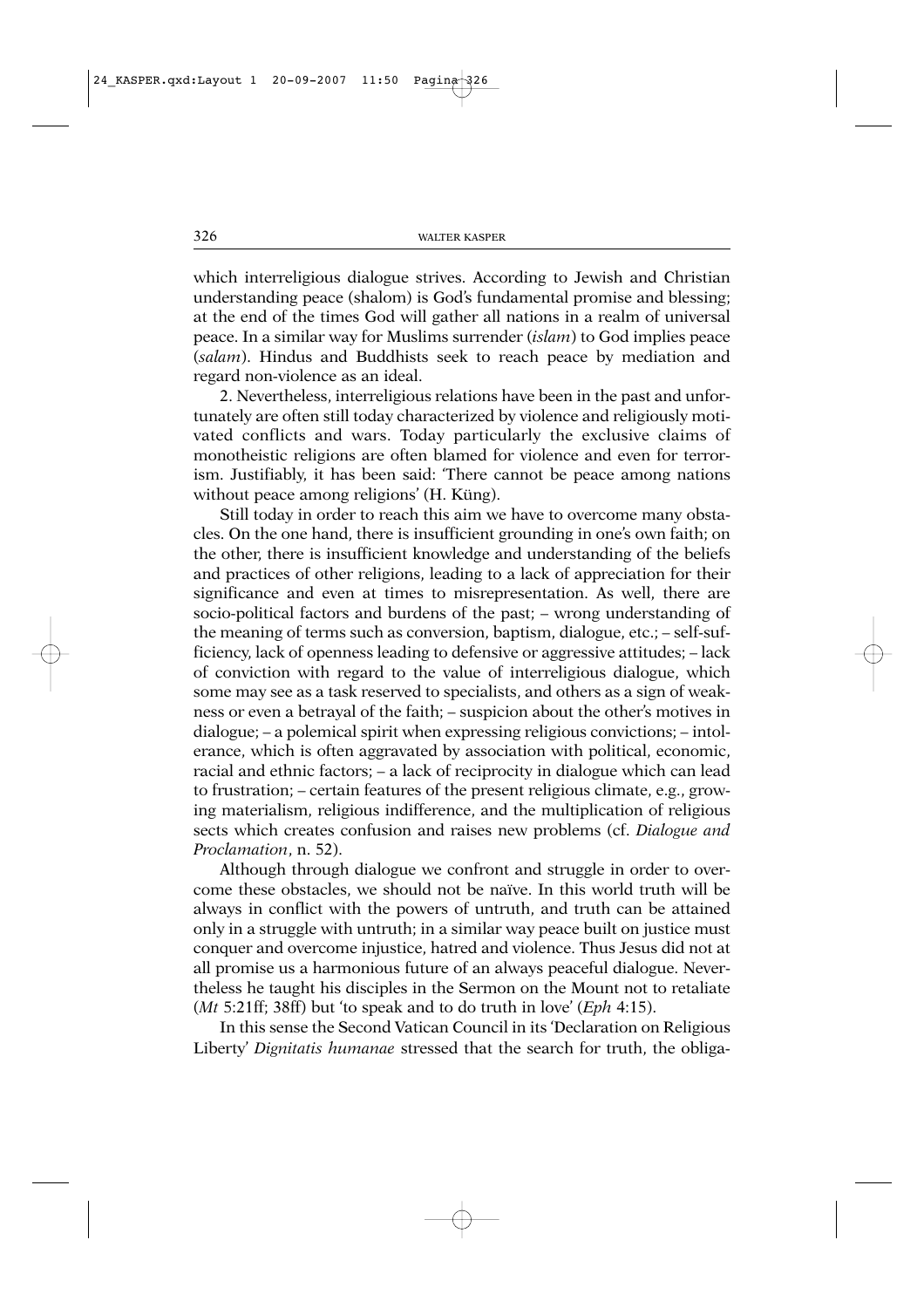which interreligious dialogue strives. According to Jewish and Christian understanding peace (shalom) is God's fundamental promise and blessing; at the end of the times God will gather all nations in a realm of universal peace. In a similar way for Muslims surrender (*islam*) to God implies peace (*salam*). Hindus and Buddhists seek to reach peace by mediation and regard non-violence as an ideal.

2. Nevertheless, interreligious relations have been in the past and unfortunately are often still today characterized by violence and religiously motivated conflicts and wars. Today particularly the exclusive claims of monotheistic religions are often blamed for violence and even for terrorism. Justifiably, it has been said: 'There cannot be peace among nations without peace among religions' (H. Küng).

Still today in order to reach this aim we have to overcome many obstacles. On the one hand, there is insufficient grounding in one's own faith; on the other, there is insufficient knowledge and understanding of the beliefs and practices of other religions, leading to a lack of appreciation for their significance and even at times to misrepresentation. As well, there are socio-political factors and burdens of the past; – wrong understanding of the meaning of terms such as conversion, baptism, dialogue, etc.; – self-sufficiency, lack of openness leading to defensive or aggressive attitudes; – lack of conviction with regard to the value of interreligious dialogue, which some may see as a task reserved to specialists, and others as a sign of weakness or even a betrayal of the faith; – suspicion about the other's motives in dialogue; – a polemical spirit when expressing religious convictions; – intolerance, which is often aggravated by association with political, economic, racial and ethnic factors; – a lack of reciprocity in dialogue which can lead to frustration; – certain features of the present religious climate, e.g., growing materialism, religious indifference, and the multiplication of religious sects which creates confusion and raises new problems (cf. *Dialogue and Proclamation*, n. 52).

Although through dialogue we confront and struggle in order to overcome these obstacles, we should not be naïve. In this world truth will be always in conflict with the powers of untruth, and truth can be attained only in a struggle with untruth; in a similar way peace built on justice must conquer and overcome injustice, hatred and violence. Thus Jesus did not at all promise us a harmonious future of an always peaceful dialogue. Nevertheless he taught his disciples in the Sermon on the Mount not to retaliate (*Mt* 5:21ff; 38ff) but 'to speak and to do truth in love' (*Eph* 4:15).

In this sense the Second Vatican Council in its 'Declaration on Religious Liberty' *Dignitatis humanae* stressed that the search for truth, the obliga-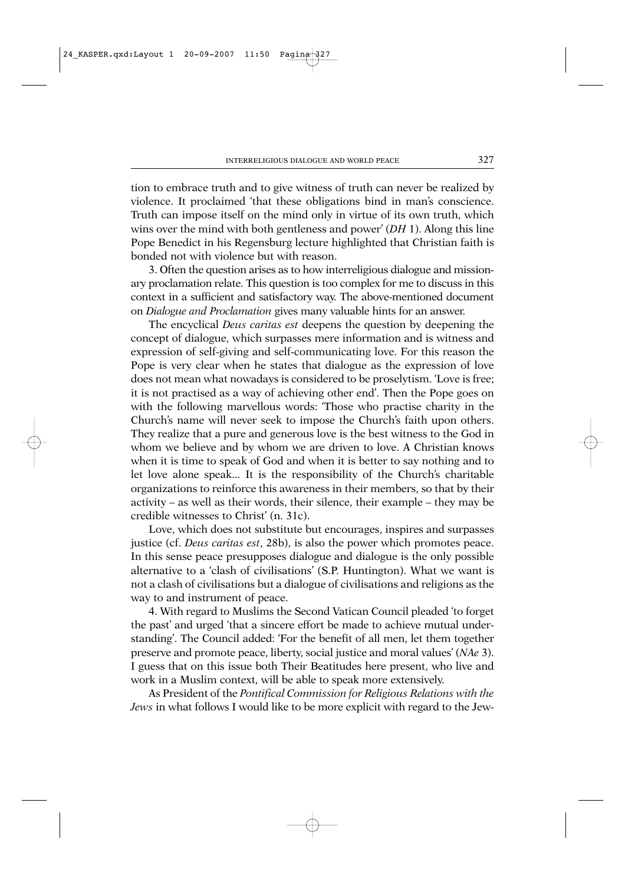tion to embrace truth and to give witness of truth can never be realized by violence. It proclaimed 'that these obligations bind in man's conscience. Truth can impose itself on the mind only in virtue of its own truth, which wins over the mind with both gentleness and power' (*DH* 1). Along this line Pope Benedict in his Regensburg lecture highlighted that Christian faith is bonded not with violence but with reason.

3. Often the question arises as to how interreligious dialogue and missionary proclamation relate. This question is too complex for me to discuss in this context in a sufficient and satisfactory way. The above-mentioned document on *Dialogue and Proclamation* gives many valuable hints for an answer.

The encyclical *Deus caritas est* deepens the question by deepening the concept of dialogue, which surpasses mere information and is witness and expression of self-giving and self-communicating love. For this reason the Pope is very clear when he states that dialogue as the expression of love does not mean what nowadays is considered to be proselytism. 'Love is free; it is not practised as a way of achieving other end'. Then the Pope goes on with the following marvellous words: 'Those who practise charity in the Church's name will never seek to impose the Church's faith upon others. They realize that a pure and generous love is the best witness to the God in whom we believe and by whom we are driven to love. A Christian knows when it is time to speak of God and when it is better to say nothing and to let love alone speak... It is the responsibility of the Church's charitable organizations to reinforce this awareness in their members, so that by their activity – as well as their words, their silence, their example – they may be credible witnesses to Christ' (n. 31c).

Love, which does not substitute but encourages, inspires and surpasses justice (cf. *Deus caritas est*, 28b), is also the power which promotes peace. In this sense peace presupposes dialogue and dialogue is the only possible alternative to a 'clash of civilisations' (S.P. Huntington). What we want is not a clash of civilisations but a dialogue of civilisations and religions as the way to and instrument of peace.

4. With regard to Muslims the Second Vatican Council pleaded 'to forget the past' and urged 'that a sincere effort be made to achieve mutual understanding'. The Council added: 'For the benefit of all men, let them together preserve and promote peace, liberty, social justice and moral values' (*NAe* 3). I guess that on this issue both Their Beatitudes here present, who live and work in a Muslim context, will be able to speak more extensively.

As President of the *Pontifical Commission for Religious Relations with the Jews* in what follows I would like to be more explicit with regard to the Jew-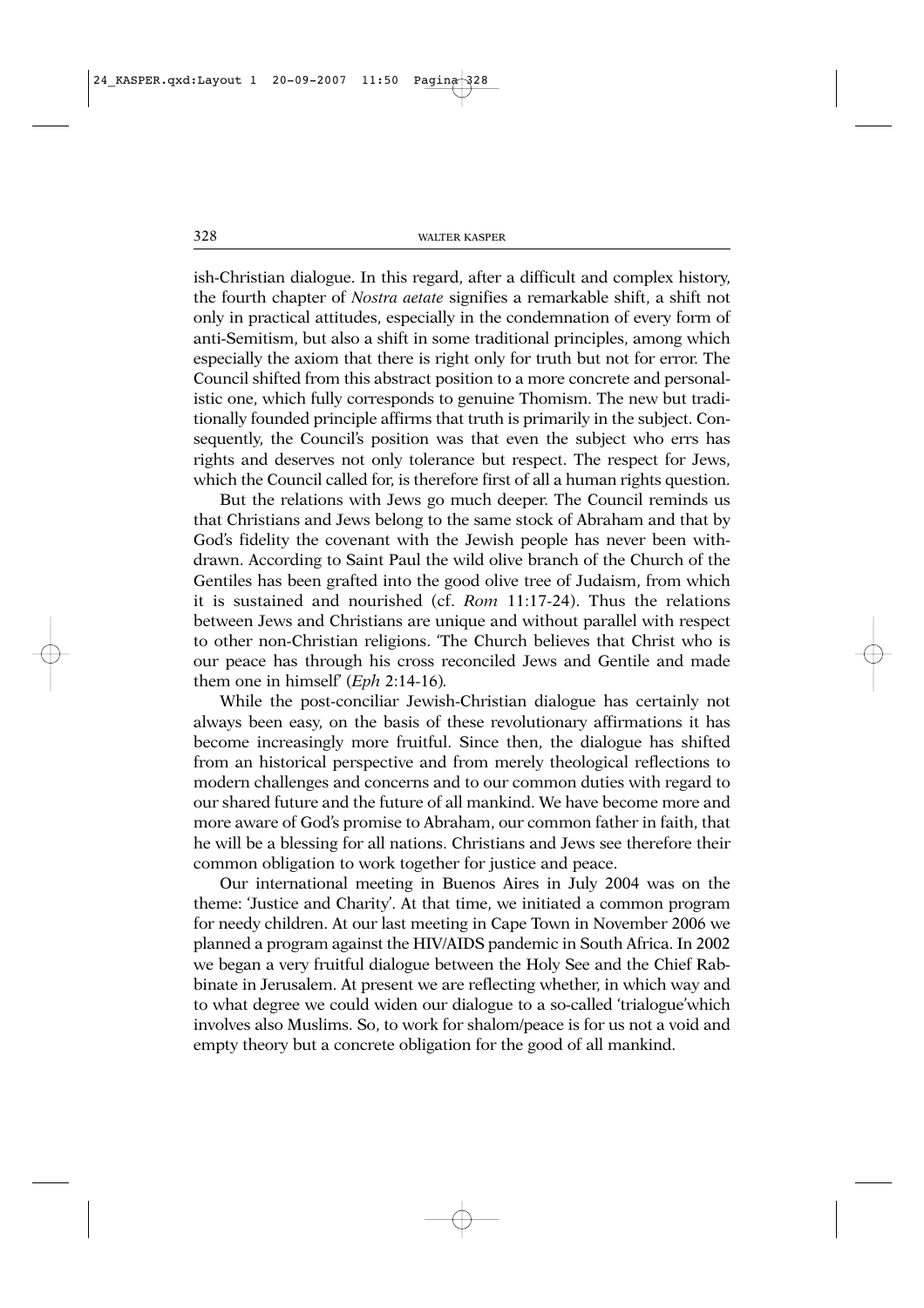ish-Christian dialogue. In this regard, after a difficult and complex history, the fourth chapter of *Nostra aetate* signifies a remarkable shift, a shift not only in practical attitudes, especially in the condemnation of every form of anti-Semitism, but also a shift in some traditional principles, among which especially the axiom that there is right only for truth but not for error. The Council shifted from this abstract position to a more concrete and personalistic one, which fully corresponds to genuine Thomism. The new but traditionally founded principle affirms that truth is primarily in the subject. Consequently, the Council's position was that even the subject who errs has rights and deserves not only tolerance but respect. The respect for Jews, which the Council called for, is therefore first of all a human rights question.

But the relations with Jews go much deeper. The Council reminds us that Christians and Jews belong to the same stock of Abraham and that by God's fidelity the covenant with the Jewish people has never been withdrawn. According to Saint Paul the wild olive branch of the Church of the Gentiles has been grafted into the good olive tree of Judaism, from which it is sustained and nourished (cf. *Rom* 11:17-24). Thus the relations between Jews and Christians are unique and without parallel with respect to other non-Christian religions. 'The Church believes that Christ who is our peace has through his cross reconciled Jews and Gentile and made them one in himself' (*Eph* 2:14-16).

While the post-conciliar Jewish-Christian dialogue has certainly not always been easy, on the basis of these revolutionary affirmations it has become increasingly more fruitful. Since then, the dialogue has shifted from an historical perspective and from merely theological reflections to modern challenges and concerns and to our common duties with regard to our shared future and the future of all mankind. We have become more and more aware of God's promise to Abraham, our common father in faith, that he will be a blessing for all nations. Christians and Jews see therefore their common obligation to work together for justice and peace.

Our international meeting in Buenos Aires in July 2004 was on the theme: 'Justice and Charity'. At that time, we initiated a common program for needy children. At our last meeting in Cape Town in November 2006 we planned a program against the HIV/AIDS pandemic in South Africa. In 2002 we began a very fruitful dialogue between the Holy See and the Chief Rabbinate in Jerusalem. At present we are reflecting whether, in which way and to what degree we could widen our dialogue to a so-called 'trialogue'which involves also Muslims. So, to work for shalom/peace is for us not a void and empty theory but a concrete obligation for the good of all mankind.